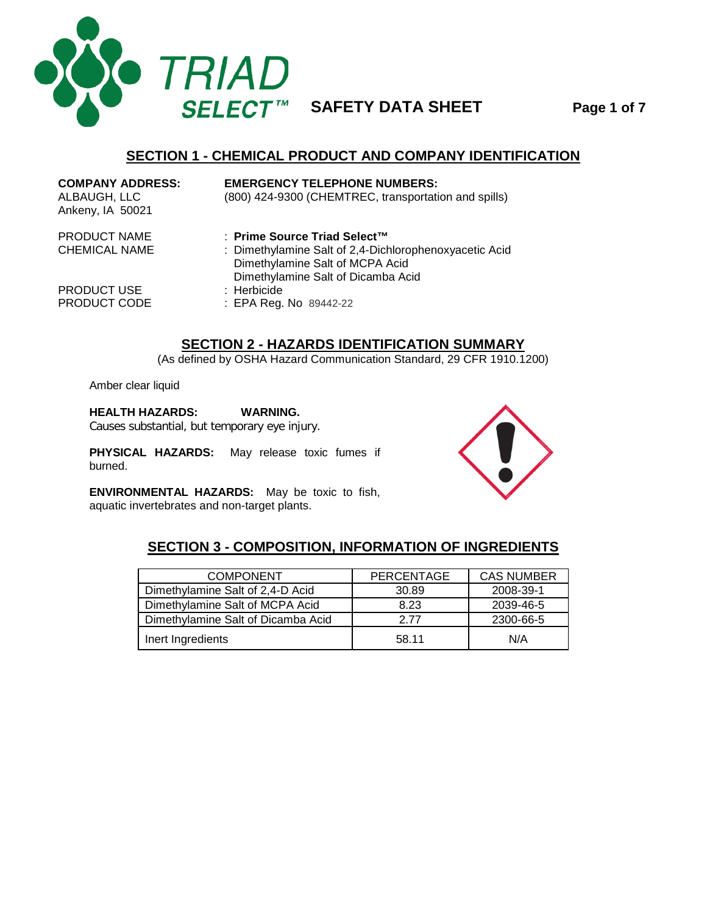# SAFETY DATA SHEET

## SECTION 1 - CHEMICAL PRODUCT AND COMPANY IDENTIFICATION

**COMPANY ADDRESS:**
ALBAUGH, LLC
Ankeny, IA 50021

**EMERGENCY TELEPHONE NUMBERS:**
(800) 424-9300 (CHEMTREC, transportation and spills)

PRODUCT NAME : **Prime Source Triad Select™**
CHEMICAL NAME : Dimethylamine Salt of 2,4-Dichlorophenoxyacetic Acid
Dimethylamine Salt of MCPA Acid
Dimethylamine Salt of Dicamba Acid
PRODUCT USE : Herbicide
PRODUCT CODE : EPA Reg. No 89442-22

## SECTION 2 - HAZARDS IDENTIFICATION SUMMARY

(As defined by OSHA Hazard Communication Standard, 29 CFR 1910.1200)

Amber clear liquid

**HEALTH HAZARDS:** **WARNING.**
Causes substantial, but temporary eye injury.

**PHYSICAL HAZARDS:** May release toxic fumes if burned.

**ENVIRONMENTAL HAZARDS:** May be toxic to fish, aquatic invertebrates and non-target plants.

## SECTION 3 - COMPOSITION, INFORMATION OF INGREDIENTS

| COMPONENT | PERCENTAGE | CAS NUMBER |
|---|---|---|
| Dimethylamine Salt of 2,4-D Acid | 30.89 | 2008-39-1 |
| Dimethylamine Salt of MCPA Acid | 8.23 | 2039-46-5 |
| Dimethylamine Salt of Dicamba Acid | 2.77 | 2300-66-5 |
| Inert Ingredients | 58.11 | N/A |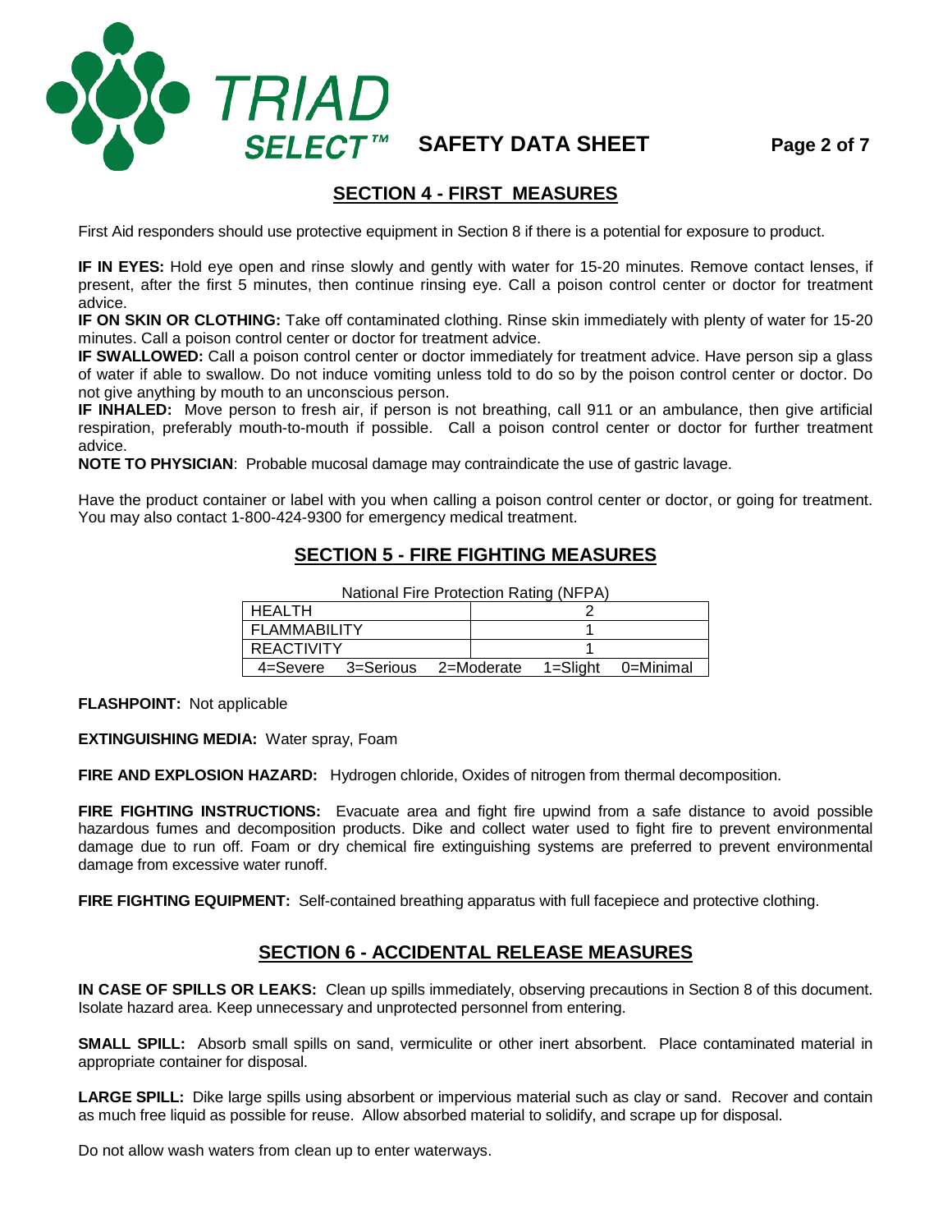## SECTION 4 - FIRST MEASURES

First Aid responders should use protective equipment in Section 8 if there is a potential for exposure to product.

**IF IN EYES:** Hold eye open and rinse slowly and gently with water for 15-20 minutes. Remove contact lenses, if present, after the first 5 minutes, then continue rinsing eye. Call a poison control center or doctor for treatment advice.
**IF ON SKIN OR CLOTHING:** Take off contaminated clothing. Rinse skin immediately with plenty of water for 15-20 minutes. Call a poison control center or doctor for treatment advice.
**IF SWALLOWED:** Call a poison control center or doctor immediately for treatment advice. Have person sip a glass of water if able to swallow. Do not induce vomiting unless told to do so by the poison control center or doctor. Do not give anything by mouth to an unconscious person.
**IF INHALED:** Move person to fresh air, if person is not breathing, call 911 or an ambulance, then give artificial respiration, preferably mouth-to-mouth if possible. Call a poison control center or doctor for further treatment advice.
**NOTE TO PHYSICIAN**: Probable mucosal damage may contraindicate the use of gastric lavage.

Have the product container or label with you when calling a poison control center or doctor, or going for treatment. You may also contact 1-800-424-9300 for emergency medical treatment.

## SECTION 5 - FIRE FIGHTING MEASURES

National Fire Protection Rating (NFPA)

| HEALTH | 2 |
|---|---|
| FLAMMABILITY | 1 |
| REACTIVITY | 1 |
| 4=Severe 3=Serious 2=Moderate 1=Slight 0=Minimal | |

**FLASHPOINT:** Not applicable

**EXTINGUISHING MEDIA:** Water spray, Foam

**FIRE AND EXPLOSION HAZARD:** Hydrogen chloride, Oxides of nitrogen from thermal decomposition.

**FIRE FIGHTING INSTRUCTIONS:** Evacuate area and fight fire upwind from a safe distance to avoid possible hazardous fumes and decomposition products. Dike and collect water used to fight fire to prevent environmental damage due to run off. Foam or dry chemical fire extinguishing systems are preferred to prevent environmental damage from excessive water runoff.

**FIRE FIGHTING EQUIPMENT:** Self-contained breathing apparatus with full facepiece and protective clothing.

## SECTION 6 - ACCIDENTAL RELEASE MEASURES

**IN CASE OF SPILLS OR LEAKS:** Clean up spills immediately, observing precautions in Section 8 of this document. Isolate hazard area. Keep unnecessary and unprotected personnel from entering.

**SMALL SPILL:** Absorb small spills on sand, vermiculite or other inert absorbent. Place contaminated material in appropriate container for disposal.

**LARGE SPILL:** Dike large spills using absorbent or impervious material such as clay or sand. Recover and contain as much free liquid as possible for reuse. Allow absorbed material to solidify, and scrape up for disposal.

Do not allow wash waters from clean up to enter waterways.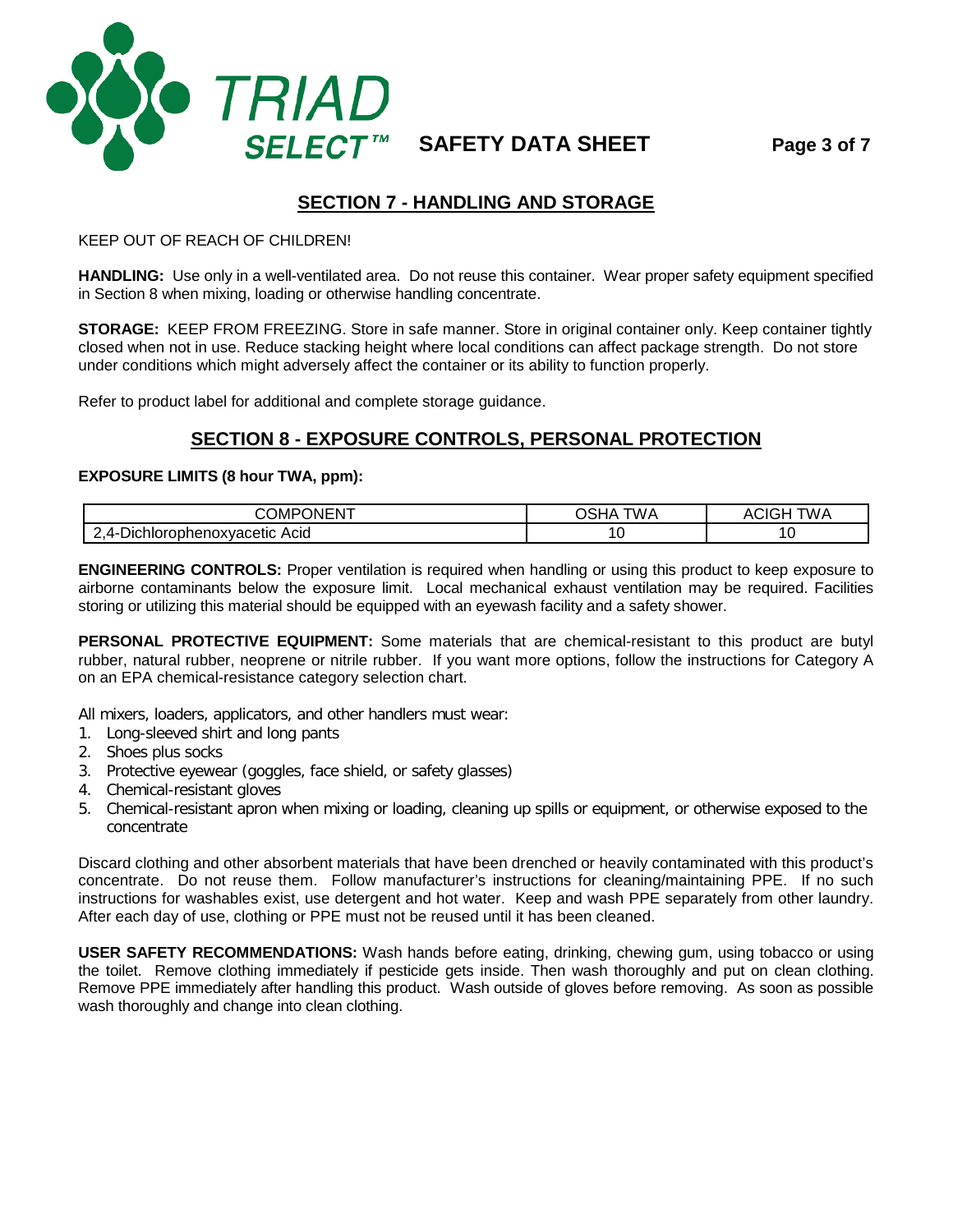## SECTION 7 - HANDLING AND STORAGE

KEEP OUT OF REACH OF CHILDREN!

**HANDLING:** Use only in a well-ventilated area. Do not reuse this container. Wear proper safety equipment specified in Section 8 when mixing, loading or otherwise handling concentrate.

**STORAGE:** KEEP FROM FREEZING. Store in safe manner. Store in original container only. Keep container tightly closed when not in use. Reduce stacking height where local conditions can affect package strength. Do not store under conditions which might adversely affect the container or its ability to function properly.

Refer to product label for additional and complete storage guidance.

## SECTION 8 - EXPOSURE CONTROLS, PERSONAL PROTECTION

**EXPOSURE LIMITS (8 hour TWA, ppm):**

| COMPONENT | OSHA TWA | ACIGH TWA |
|---|---|---|
| 2,4-Dichlorophenoxyacetic Acid | 10 | 10 |

**ENGINEERING CONTROLS:** Proper ventilation is required when handling or using this product to keep exposure to airborne contaminants below the exposure limit. Local mechanical exhaust ventilation may be required. Facilities storing or utilizing this material should be equipped with an eyewash facility and a safety shower.

**PERSONAL PROTECTIVE EQUIPMENT:** Some materials that are chemical-resistant to this product are butyl rubber, natural rubber, neoprene or nitrile rubber. If you want more options, follow the instructions for Category A on an EPA chemical-resistance category selection chart.

All mixers, loaders, applicators, and other handlers must wear:

1. Long-sleeved shirt and long pants
2. Shoes plus socks
3. Protective eyewear (goggles, face shield, or safety glasses)
4. Chemical-resistant gloves
5. Chemical-resistant apron when mixing or loading, cleaning up spills or equipment, or otherwise exposed to the concentrate

Discard clothing and other absorbent materials that have been drenched or heavily contaminated with this product's concentrate. Do not reuse them. Follow manufacturer's instructions for cleaning/maintaining PPE. If no such instructions for washables exist, use detergent and hot water. Keep and wash PPE separately from other laundry. After each day of use, clothing or PPE must not be reused until it has been cleaned.

**USER SAFETY RECOMMENDATIONS:** Wash hands before eating, drinking, chewing gum, using tobacco or using the toilet. Remove clothing immediately if pesticide gets inside. Then wash thoroughly and put on clean clothing. Remove PPE immediately after handling this product. Wash outside of gloves before removing. As soon as possible wash thoroughly and change into clean clothing.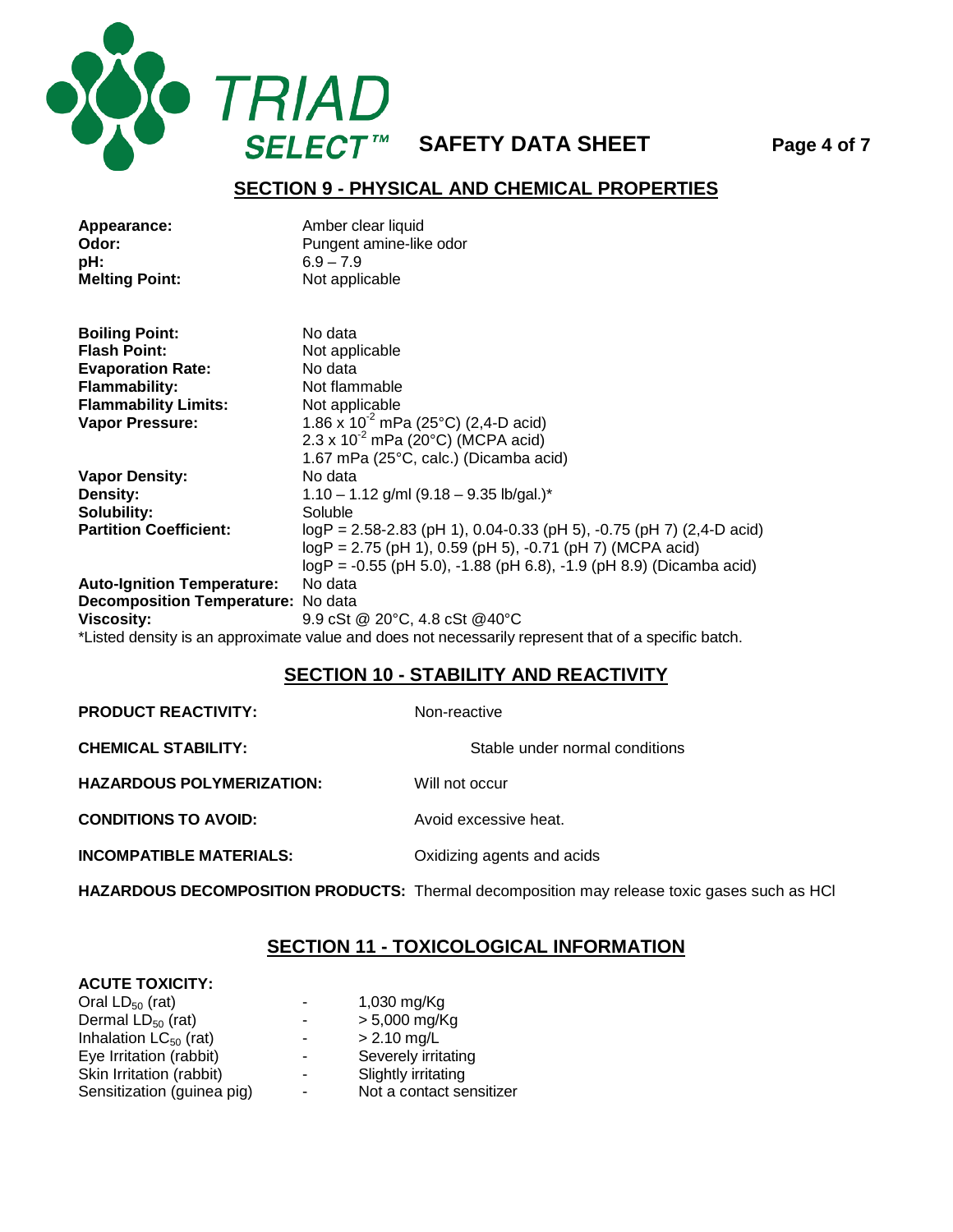## SECTION 9 - PHYSICAL AND CHEMICAL PROPERTIES

**Appearance:** Amber clear liquid
**Odor:** Pungent amine-like odor
**pH:** 6.9 – 7.9
**Melting Point:** Not applicable

**Boiling Point:** No data
**Flash Point:** Not applicable
**Evaporation Rate:** No data
**Flammability:** Not flammable
**Flammability Limits:** Not applicable
**Vapor Pressure:** $1.86 \times 10^{-2}$ mPa (25°C) (2,4-D acid)
$2.3 \times 10^{-2}$ mPa (20°C) (MCPA acid)
1.67 mPa (25°C, calc.) (Dicamba acid)
**Vapor Density:** No data
**Density:** 1.10 – 1.12 g/ml (9.18 – 9.35 lb/gal.)*
**Solubility:** Soluble
**Partition Coefficient:** logP = 2.58-2.83 (pH 1), 0.04-0.33 (pH 5), -0.75 (pH 7) (2,4-D acid)
logP = 2.75 (pH 1), 0.59 (pH 5), -0.71 (pH 7) (MCPA acid)
logP = -0.55 (pH 5.0), -1.88 (pH 6.8), -1.9 (pH 8.9) (Dicamba acid)
**Auto-Ignition Temperature:** No data
**Decomposition Temperature:** No data
**Viscosity:** 9.9 cSt @ 20°C, 4.8 cSt @40°C

*Listed density is an approximate value and does not necessarily represent that of a specific batch.

## SECTION 10 - STABILITY AND REACTIVITY

**PRODUCT REACTIVITY:** Non-reactive

**CHEMICAL STABILITY:** Stable under normal conditions

**HAZARDOUS POLYMERIZATION:** Will not occur

**CONDITIONS TO AVOID:** Avoid excessive heat.

**INCOMPATIBLE MATERIALS:** Oxidizing agents and acids

**HAZARDOUS DECOMPOSITION PRODUCTS:** Thermal decomposition may release toxic gases such as HCl

## SECTION 11 - TOXICOLOGICAL INFORMATION

**ACUTE TOXICITY:**

| | | |
|---|---|---|
| Oral $LD_{50}$ (rat) | - | 1,030 mg/Kg |
| Dermal $LD_{50}$ (rat) | - | > 5,000 mg/Kg |
| Inhalation $LC_{50}$ (rat) | - | > 2.10 mg/L |
| Eye Irritation (rabbit) | - | Severely irritating |
| Skin Irritation (rabbit) | - | Slightly irritating |
| Sensitization (guinea pig) | - | Not a contact sensitizer |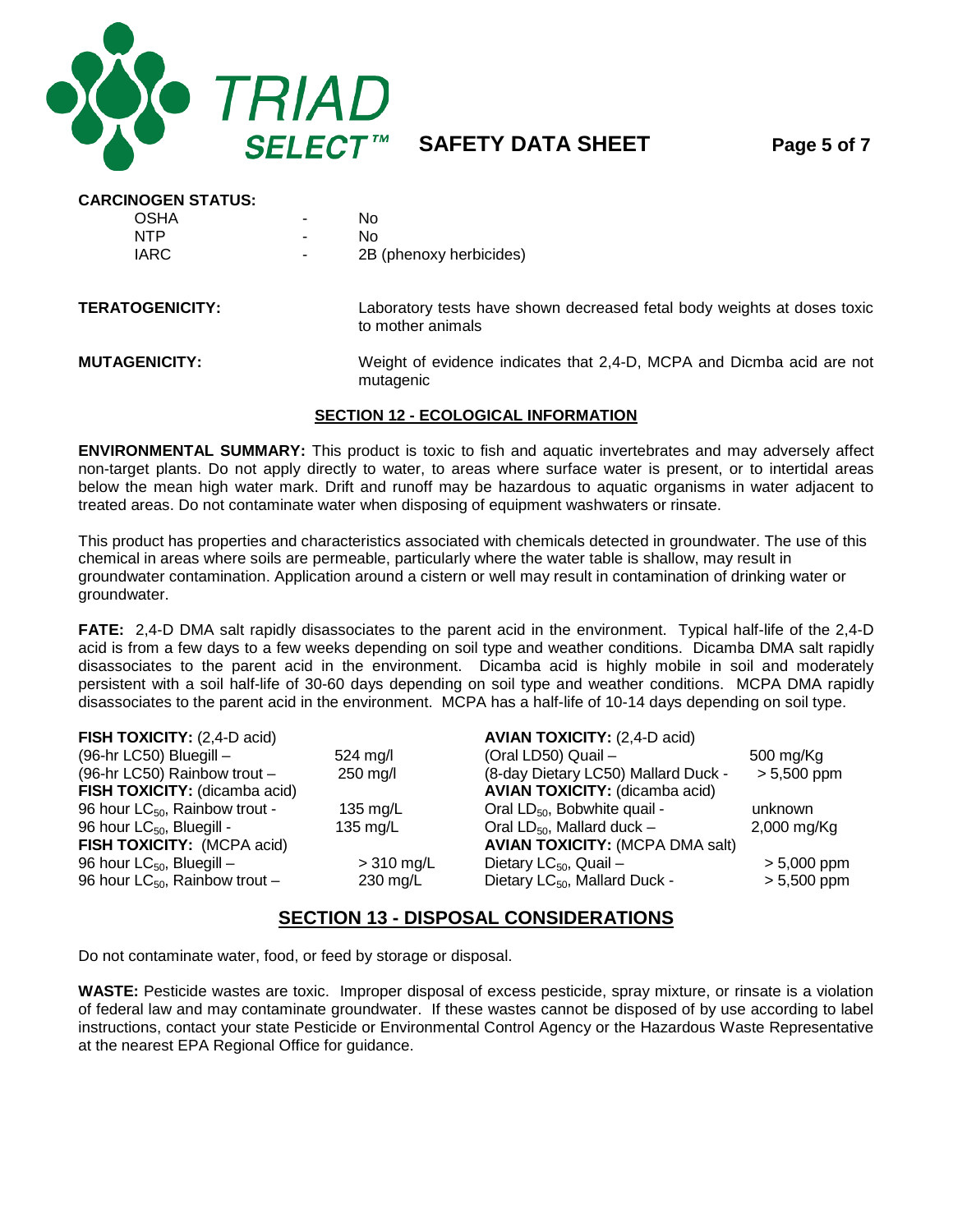**CARCINOGEN STATUS:**

| | | |
|---|---|---|
| OSHA | - | No |
| NTP | - | No |
| IARC | - | 2B (phenoxy herbicides) |

**TERATOGENICITY:** Laboratory tests have shown decreased fetal body weights at doses toxic to mother animals

**MUTAGENICITY:** Weight of evidence indicates that 2,4-D, MCPA and Dicmba acid are not mutagenic

## SECTION 12 - ECOLOGICAL INFORMATION

**ENVIRONMENTAL SUMMARY:** This product is toxic to fish and aquatic invertebrates and may adversely affect non-target plants. Do not apply directly to water, to areas where surface water is present, or to intertidal areas below the mean high water mark. Drift and runoff may be hazardous to aquatic organisms in water adjacent to treated areas. Do not contaminate water when disposing of equipment washwaters or rinsate.

This product has properties and characteristics associated with chemicals detected in groundwater. The use of this chemical in areas where soils are permeable, particularly where the water table is shallow, may result in groundwater contamination. Application around a cistern or well may result in contamination of drinking water or groundwater.

**FATE:** 2,4-D DMA salt rapidly disassociates to the parent acid in the environment. Typical half-life of the 2,4-D acid is from a few days to a few weeks depending on soil type and weather conditions. Dicamba DMA salt rapidly disassociates to the parent acid in the environment. Dicamba acid is highly mobile in soil and moderately persistent with a soil half-life of 30-60 days depending on soil type and weather conditions. MCPA DMA rapidly disassociates to the parent acid in the environment. MCPA has a half-life of 10-14 days depending on soil type.

| | | | |
|---|---|---|---|
| **FISH TOXICITY:** (2,4-D acid) | | **AVIAN TOXICITY:** (2,4-D acid) | |
| (96-hr LC50) Bluegill – | 524 mg/l | (Oral LD50) Quail – | 500 mg/Kg |
| (96-hr LC50) Rainbow trout – | 250 mg/l | (8-day Dietary LC50) Mallard Duck - | > 5,500 ppm |
| **FISH TOXICITY:** (dicamba acid) | | **AVIAN TOXICITY:** (dicamba acid) | |
| 96 hour $LC_{50}$, Rainbow trout - | 135 mg/L | Oral $LD_{50}$, Bobwhite quail - | unknown |
| 96 hour $LC_{50}$, Bluegill - | 135 mg/L | Oral $LD_{50}$, Mallard duck – | 2,000 mg/Kg |
| **FISH TOXICITY:** (MCPA acid) | | **AVIAN TOXICITY:** (MCPA DMA salt) | |
| 96 hour $LC_{50}$, Bluegill – | > 310 mg/L | Dietary $LC_{50}$, Quail – | > 5,000 ppm |
| 96 hour $LC_{50}$, Rainbow trout – | 230 mg/L | Dietary $LC_{50}$, Mallard Duck - | > 5,500 ppm |

## SECTION 13 - DISPOSAL CONSIDERATIONS

Do not contaminate water, food, or feed by storage or disposal.

**WASTE:** Pesticide wastes are toxic. Improper disposal of excess pesticide, spray mixture, or rinsate is a violation of federal law and may contaminate groundwater. If these wastes cannot be disposed of by use according to label instructions, contact your state Pesticide or Environmental Control Agency or the Hazardous Waste Representative at the nearest EPA Regional Office for guidance.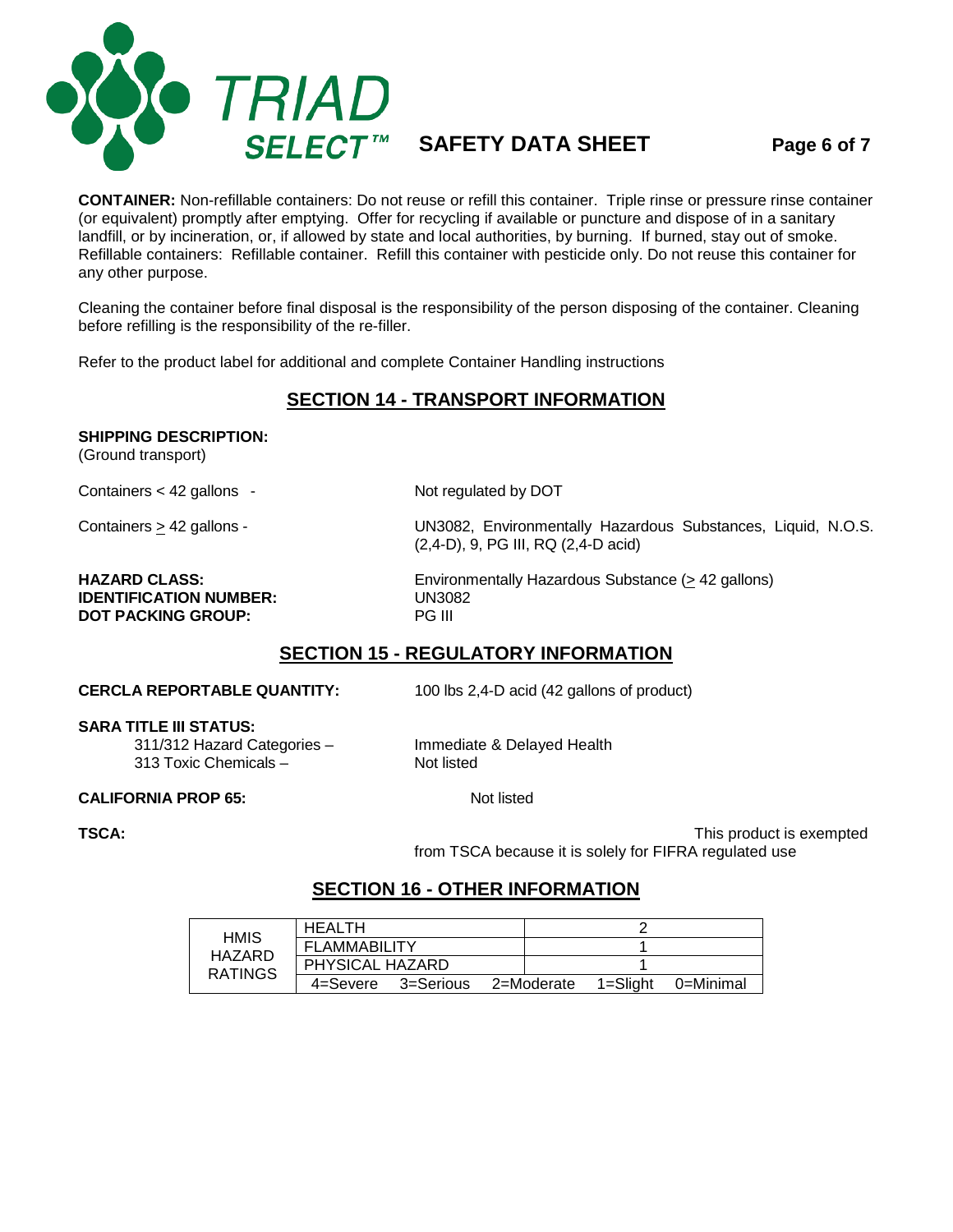**CONTAINER:** Non-refillable containers: Do not reuse or refill this container. Triple rinse or pressure rinse container (or equivalent) promptly after emptying. Offer for recycling if available or puncture and dispose of in a sanitary landfill, or by incineration, or, if allowed by state and local authorities, by burning. If burned, stay out of smoke. Refillable containers: Refillable container. Refill this container with pesticide only. Do not reuse this container for any other purpose.

Cleaning the container before final disposal is the responsibility of the person disposing of the container. Cleaning before refilling is the responsibility of the re-filler.

Refer to the product label for additional and complete Container Handling instructions

## SECTION 14 - TRANSPORT INFORMATION

**SHIPPING DESCRIPTION:**
(Ground transport)

Containers < 42 gallons - Not regulated by DOT

Containers ≥ 42 gallons - UN3082, Environmentally Hazardous Substances, Liquid, N.O.S. (2,4-D), 9, PG III, RQ (2,4-D acid)

**HAZARD CLASS:** Environmentally Hazardous Substance (≥ 42 gallons)
**IDENTIFICATION NUMBER:** UN3082
**DOT PACKING GROUP:** PG III

## SECTION 15 - REGULATORY INFORMATION

**CERCLA REPORTABLE QUANTITY:** 100 lbs 2,4-D acid (42 gallons of product)

**SARA TITLE III STATUS:**
311/312 Hazard Categories – Immediate & Delayed Health
313 Toxic Chemicals – Not listed

**CALIFORNIA PROP 65:** Not listed

**TSCA:** This product is exempted from TSCA because it is solely for FIFRA regulated use

## SECTION 16 - OTHER INFORMATION

| HMIS HAZARD RATINGS | | |
|---|---|---|
| | HEALTH | 2 |
| | FLAMMABILITY | 1 |
| | PHYSICAL HAZARD | 1 |
| | 4=Severe 3=Serious 2=Moderate 1=Slight 0=Minimal | |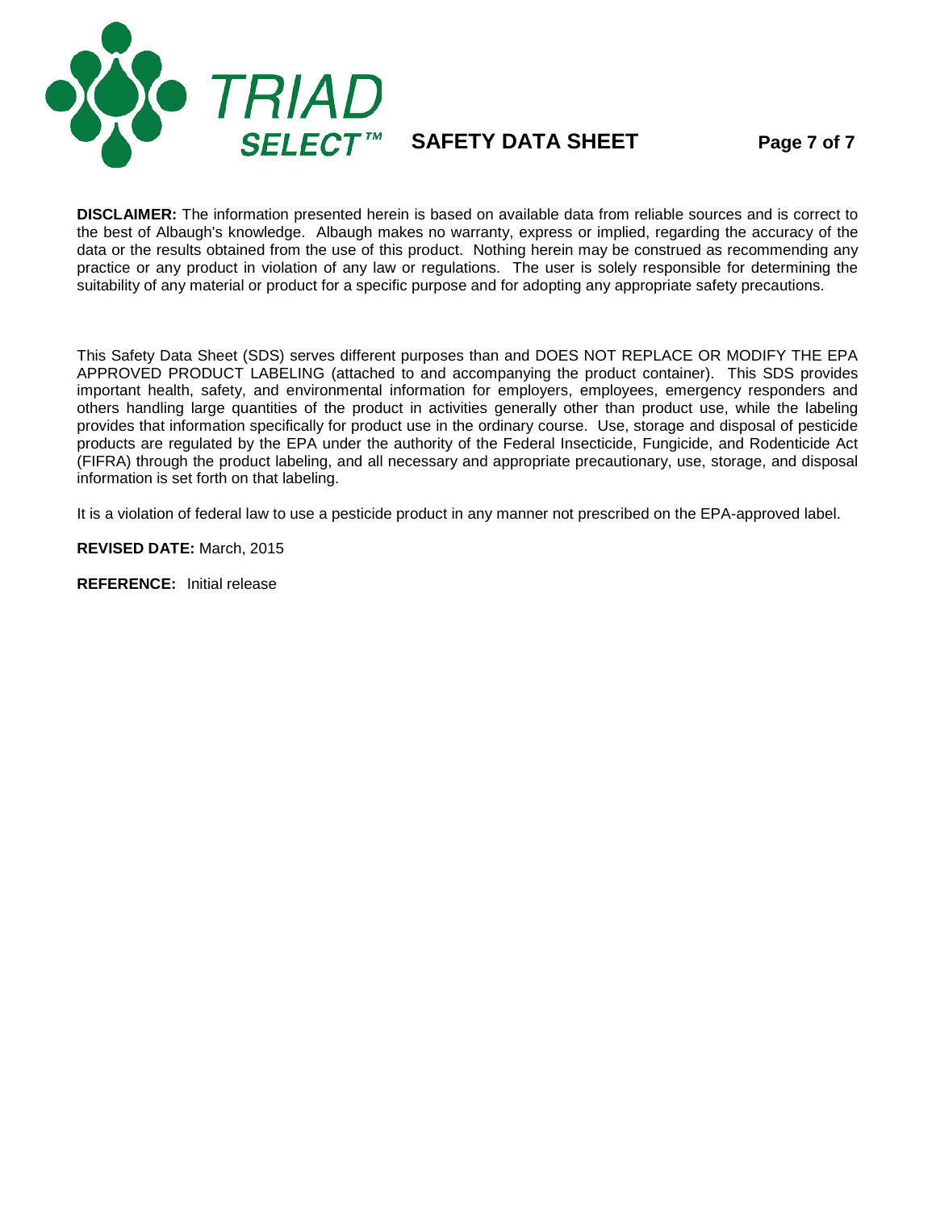**DISCLAIMER:** The information presented herein is based on available data from reliable sources and is correct to the best of Albaugh's knowledge. Albaugh makes no warranty, express or implied, regarding the accuracy of the data or the results obtained from the use of this product. Nothing herein may be construed as recommending any practice or any product in violation of any law or regulations. The user is solely responsible for determining the suitability of any material or product for a specific purpose and for adopting any appropriate safety precautions.

This Safety Data Sheet (SDS) serves different purposes than and DOES NOT REPLACE OR MODIFY THE EPA APPROVED PRODUCT LABELING (attached to and accompanying the product container). This SDS provides important health, safety, and environmental information for employers, employees, emergency responders and others handling large quantities of the product in activities generally other than product use, while the labeling provides that information specifically for product use in the ordinary course. Use, storage and disposal of pesticide products are regulated by the EPA under the authority of the Federal Insecticide, Fungicide, and Rodenticide Act (FIFRA) through the product labeling, and all necessary and appropriate precautionary, use, storage, and disposal information is set forth on that labeling.

It is a violation of federal law to use a pesticide product in any manner not prescribed on the EPA-approved label.

**REVISED DATE:** March, 2015

**REFERENCE:** Initial release